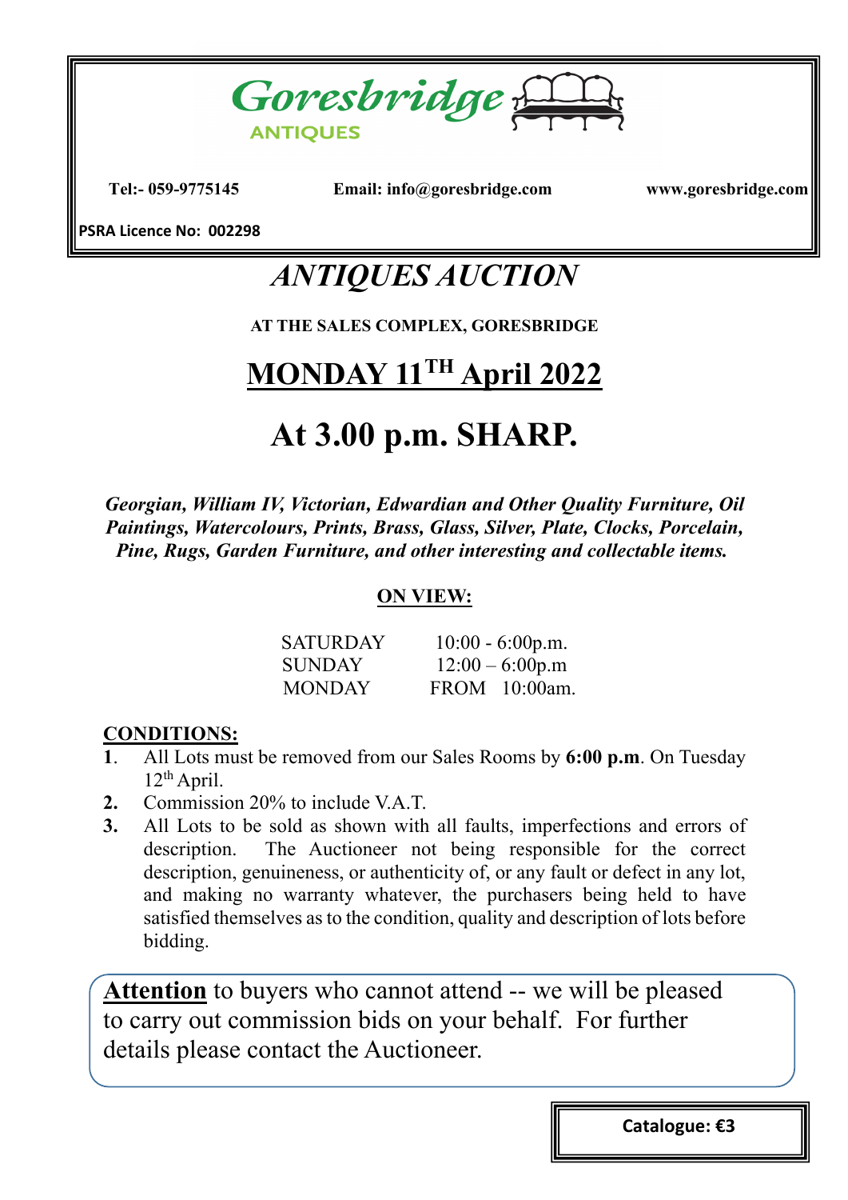# Goresbridge

**ANTIQUES**

**Tel:- 059-9775145** **Email: info@goresbridge.com** **www.goresbridge.com**

**PSRA Licence No: 002298**

# *ANTIQUES AUCTION*

**AT THE SALES COMPLEX, GORESBRIDGE**

## MONDAY 11TH April 2022

## At 3.00 p.m. SHARP.

***Georgian, William IV, Victorian, Edwardian and Other Quality Furniture, Oil Paintings, Watercolours, Prints, Brass, Glass, Silver, Plate, Clocks, Porcelain, Pine, Rugs, Garden Furniture, and other interesting and collectable items.***

**ON VIEW:**

| | |
|---|---|
| SATURDAY | 10:00 - 6:00p.m. |
| SUNDAY | 12:00 – 6:00p.m |
| MONDAY | FROM 10:00am. |

**CONDITIONS:**

1. All Lots must be removed from our Sales Rooms by **6:00 p.m**. On Tuesday 12th April.
2. Commission 20% to include V.A.T.
3. All Lots to be sold as shown with all faults, imperfections and errors of description. The Auctioneer not being responsible for the correct description, genuineness, or authenticity of, or any fault or defect in any lot, and making no warranty whatever, the purchasers being held to have satisfied themselves as to the condition, quality and description of lots before bidding.

**Attention** to buyers who cannot attend -- we will be pleased to carry out commission bids on your behalf. For further details please contact the Auctioneer.

**Catalogue: €3**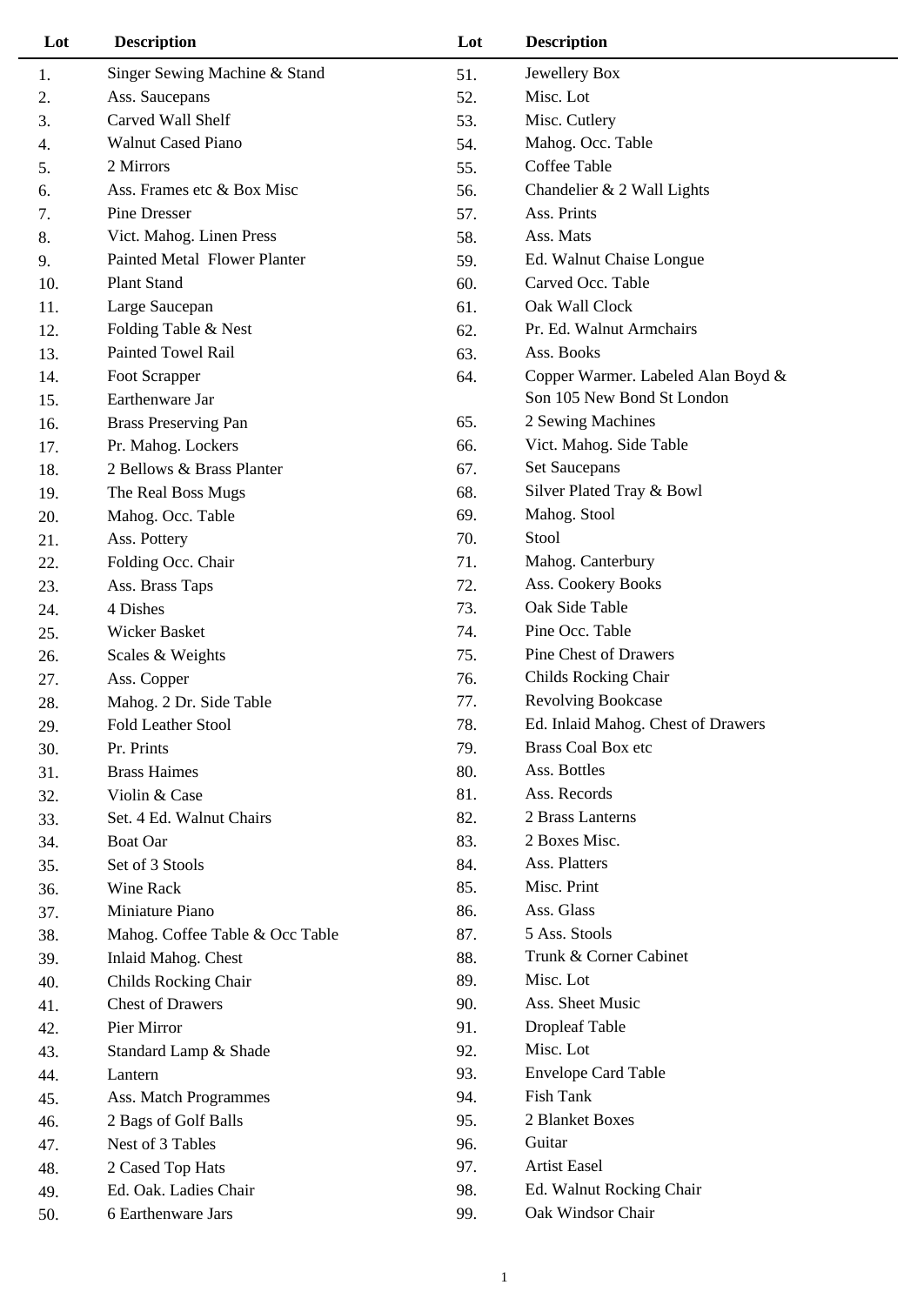| Lot | Description | Lot | Description |
|---|---|---|---|
| 1. | Singer Sewing Machine & Stand | 51. | Jewellery Box |
| 2. | Ass. Saucepans | 52. | Misc. Lot |
| 3. | Carved Wall Shelf | 53. | Misc. Cutlery |
| 4. | Walnut Cased Piano | 54. | Mahog. Occ. Table |
| 5. | 2 Mirrors | 55. | Coffee Table |
| 6. | Ass. Frames etc & Box Misc | 56. | Chandelier & 2 Wall Lights |
| 7. | Pine Dresser | 57. | Ass. Prints |
| 8. | Vict. Mahog. Linen Press | 58. | Ass. Mats |
| 9. | Painted Metal Flower Planter | 59. | Ed. Walnut Chaise Longue |
| 10. | Plant Stand | 60. | Carved Occ. Table |
| 11. | Large Saucepan | 61. | Oak Wall Clock |
| 12. | Folding Table & Nest | 62. | Pr. Ed. Walnut Armchairs |
| 13. | Painted Towel Rail | 63. | Ass. Books |
| 14. | Foot Scrapper | 64. | Copper Warmer. Labeled Alan Boyd & Son 105 New Bond St London |
| 15. | Earthenware Jar | | |
| 16. | Brass Preserving Pan | 65. | 2 Sewing Machines |
| 17. | Pr. Mahog. Lockers | 66. | Vict. Mahog. Side Table |
| 18. | 2 Bellows & Brass Planter | 67. | Set Saucepans |
| 19. | The Real Boss Mugs | 68. | Silver Plated Tray & Bowl |
| 20. | Mahog. Occ. Table | 69. | Mahog. Stool |
| 21. | Ass. Pottery | 70. | Stool |
| 22. | Folding Occ. Chair | 71. | Mahog. Canterbury |
| 23. | Ass. Brass Taps | 72. | Ass. Cookery Books |
| 24. | 4 Dishes | 73. | Oak Side Table |
| 25. | Wicker Basket | 74. | Pine Occ. Table |
| 26. | Scales & Weights | 75. | Pine Chest of Drawers |
| 27. | Ass. Copper | 76. | Childs Rocking Chair |
| 28. | Mahog. 2 Dr. Side Table | 77. | Revolving Bookcase |
| 29. | Fold Leather Stool | 78. | Ed. Inlaid Mahog. Chest of Drawers |
| 30. | Pr. Prints | 79. | Brass Coal Box etc |
| 31. | Brass Haimes | 80. | Ass. Bottles |
| 32. | Violin & Case | 81. | Ass. Records |
| 33. | Set. 4 Ed. Walnut Chairs | 82. | 2 Brass Lanterns |
| 34. | Boat Oar | 83. | 2 Boxes Misc. |
| 35. | Set of 3 Stools | 84. | Ass. Platters |
| 36. | Wine Rack | 85. | Misc. Print |
| 37. | Miniature Piano | 86. | Ass. Glass |
| 38. | Mahog. Coffee Table & Occ Table | 87. | 5 Ass. Stools |
| 39. | Inlaid Mahog. Chest | 88. | Trunk & Corner Cabinet |
| 40. | Childs Rocking Chair | 89. | Misc. Lot |
| 41. | Chest of Drawers | 90. | Ass. Sheet Music |
| 42. | Pier Mirror | 91. | Dropleaf Table |
| 43. | Standard Lamp & Shade | 92. | Misc. Lot |
| 44. | Lantern | 93. | Envelope Card Table |
| 45. | Ass. Match Programmes | 94. | Fish Tank |
| 46. | 2 Bags of Golf Balls | 95. | 2 Blanket Boxes |
| 47. | Nest of 3 Tables | 96. | Guitar |
| 48. | 2 Cased Top Hats | 97. | Artist Easel |
| 49. | Ed. Oak. Ladies Chair | 98. | Ed. Walnut Rocking Chair |
| 50. | 6 Earthenware Jars | 99. | Oak Windsor Chair |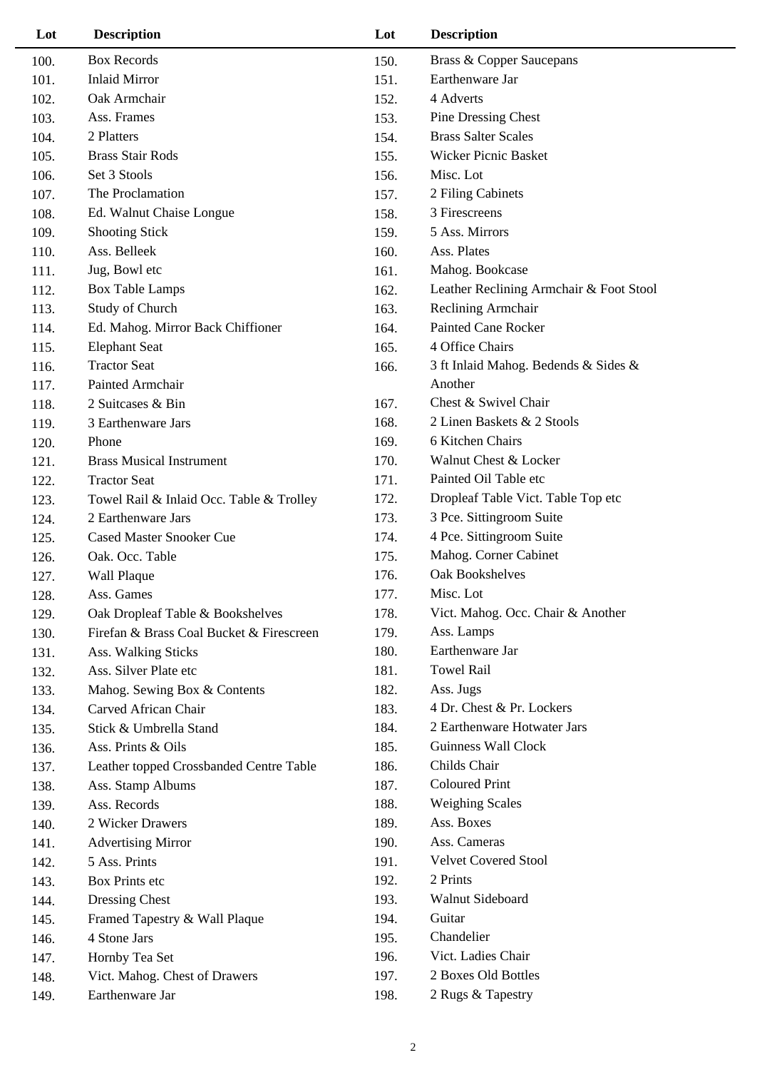| Lot | Description |
|---|---|
| 100. | Box Records |
| 101. | Inlaid Mirror |
| 102. | Oak Armchair |
| 103. | Ass. Frames |
| 104. | 2 Platters |
| 105. | Brass Stair Rods |
| 106. | Set 3 Stools |
| 107. | The Proclamation |
| 108. | Ed. Walnut Chaise Longue |
| 109. | Shooting Stick |
| 110. | Ass. Belleek |
| 111. | Jug, Bowl etc |
| 112. | Box Table Lamps |
| 113. | Study of Church |
| 114. | Ed. Mahog. Mirror Back Chiffioner |
| 115. | Elephant Seat |
| 116. | Tractor Seat |
| 117. | Painted Armchair |
| 118. | 2 Suitcases & Bin |
| 119. | 3 Earthenware Jars |
| 120. | Phone |
| 121. | Brass Musical Instrument |
| 122. | Tractor Seat |
| 123. | Towel Rail & Inlaid Occ. Table & Trolley |
| 124. | 2 Earthenware Jars |
| 125. | Cased Master Snooker Cue |
| 126. | Oak. Occ. Table |
| 127. | Wall Plaque |
| 128. | Ass. Games |
| 129. | Oak Dropleaf Table & Bookshelves |
| 130. | Firefan & Brass Coal Bucket & Firescreen |
| 131. | Ass. Walking Sticks |
| 132. | Ass. Silver Plate etc |
| 133. | Mahog. Sewing Box & Contents |
| 134. | Carved African Chair |
| 135. | Stick & Umbrella Stand |
| 136. | Ass. Prints & Oils |
| 137. | Leather topped Crossbanded Centre Table |
| 138. | Ass. Stamp Albums |
| 139. | Ass. Records |
| 140. | 2 Wicker Drawers |
| 141. | Advertising Mirror |
| 142. | 5 Ass. Prints |
| 143. | Box Prints etc |
| 144. | Dressing Chest |
| 145. | Framed Tapestry & Wall Plaque |
| 146. | 4 Stone Jars |
| 147. | Hornby Tea Set |
| 148. | Vict. Mahog. Chest of Drawers |
| 149. | Earthenware Jar |
| 150. | Brass & Copper Saucepans |
| 151. | Earthenware Jar |
| 152. | 4 Adverts |
| 153. | Pine Dressing Chest |
| 154. | Brass Salter Scales |
| 155. | Wicker Picnic Basket |
| 156. | Misc. Lot |
| 157. | 2 Filing Cabinets |
| 158. | 3 Firescreens |
| 159. | 5 Ass. Mirrors |
| 160. | Ass. Plates |
| 161. | Mahog. Bookcase |
| 162. | Leather Reclining Armchair & Foot Stool |
| 163. | Reclining Armchair |
| 164. | Painted Cane Rocker |
| 165. | 4 Office Chairs |
| 166. | 3 ft Inlaid Mahog. Bedends & Sides & Another |
| 167. | Chest & Swivel Chair |
| 168. | 2 Linen Baskets & 2 Stools |
| 169. | 6 Kitchen Chairs |
| 170. | Walnut Chest & Locker |
| 171. | Painted Oil Table etc |
| 172. | Dropleaf Table Vict. Table Top etc |
| 173. | 3 Pce. Sittingroom Suite |
| 174. | 4 Pce. Sittingroom Suite |
| 175. | Mahog. Corner Cabinet |
| 176. | Oak Bookshelves |
| 177. | Misc. Lot |
| 178. | Vict. Mahog. Occ. Chair & Another |
| 179. | Ass. Lamps |
| 180. | Earthenware Jar |
| 181. | Towel Rail |
| 182. | Ass. Jugs |
| 183. | 4 Dr. Chest & Pr. Lockers |
| 184. | 2 Earthenware Hotwater Jars |
| 185. | Guinness Wall Clock |
| 186. | Childs Chair |
| 187. | Coloured Print |
| 188. | Weighing Scales |
| 189. | Ass. Boxes |
| 190. | Ass. Cameras |
| 191. | Velvet Covered Stool |
| 192. | 2 Prints |
| 193. | Walnut Sideboard |
| 194. | Guitar |
| 195. | Chandelier |
| 196. | Vict. Ladies Chair |
| 197. | 2 Boxes Old Bottles |
| 198. | 2 Rugs & Tapestry |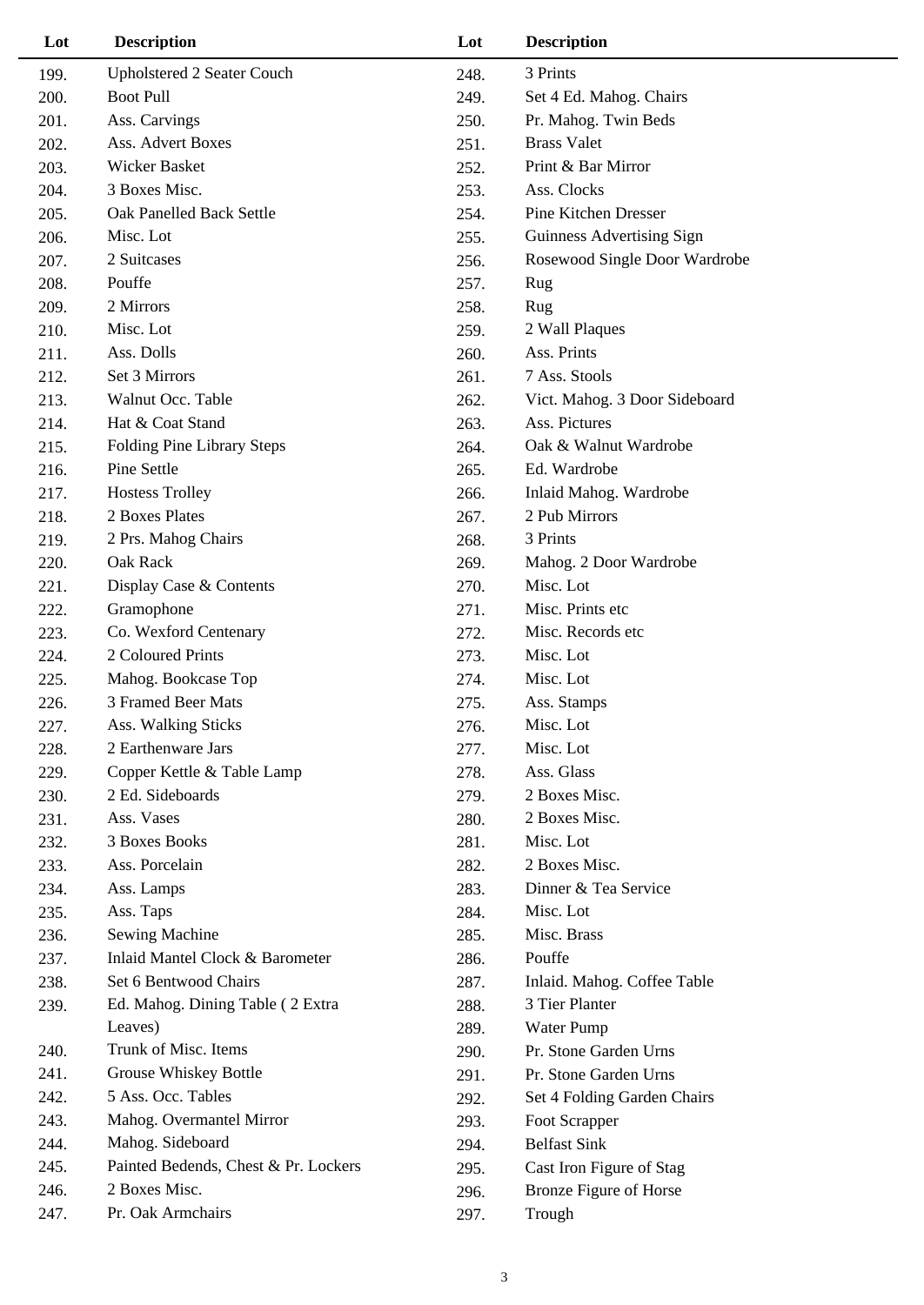| Lot | Description |
|---|---|
| 199. | Upholstered 2 Seater Couch |
| 200. | Boot Pull |
| 201. | Ass. Carvings |
| 202. | Ass. Advert Boxes |
| 203. | Wicker Basket |
| 204. | 3 Boxes Misc. |
| 205. | Oak Panelled Back Settle |
| 206. | Misc. Lot |
| 207. | 2 Suitcases |
| 208. | Pouffe |
| 209. | 2 Mirrors |
| 210. | Misc. Lot |
| 211. | Ass. Dolls |
| 212. | Set 3 Mirrors |
| 213. | Walnut Occ. Table |
| 214. | Hat & Coat Stand |
| 215. | Folding Pine Library Steps |
| 216. | Pine Settle |
| 217. | Hostess Trolley |
| 218. | 2 Boxes Plates |
| 219. | 2 Prs. Mahog Chairs |
| 220. | Oak Rack |
| 221. | Display Case & Contents |
| 222. | Gramophone |
| 223. | Co. Wexford Centenary |
| 224. | 2 Coloured Prints |
| 225. | Mahog. Bookcase Top |
| 226. | 3 Framed Beer Mats |
| 227. | Ass. Walking Sticks |
| 228. | 2 Earthenware Jars |
| 229. | Copper Kettle & Table Lamp |
| 230. | 2 Ed. Sideboards |
| 231. | Ass. Vases |
| 232. | 3 Boxes Books |
| 233. | Ass. Porcelain |
| 234. | Ass. Lamps |
| 235. | Ass. Taps |
| 236. | Sewing Machine |
| 237. | Inlaid Mantel Clock & Barometer |
| 238. | Set 6 Bentwood Chairs |
| 239. | Ed. Mahog. Dining Table ( 2 Extra Leaves) |
| 240. | Trunk of Misc. Items |
| 241. | Grouse Whiskey Bottle |
| 242. | 5 Ass. Occ. Tables |
| 243. | Mahog. Overmantel Mirror |
| 244. | Mahog. Sideboard |
| 245. | Painted Bedends, Chest & Pr. Lockers |
| 246. | 2 Boxes Misc. |
| 247. | Pr. Oak Armchairs |
| 248. | 3 Prints |
| 249. | Set 4 Ed. Mahog. Chairs |
| 250. | Pr. Mahog. Twin Beds |
| 251. | Brass Valet |
| 252. | Print & Bar Mirror |
| 253. | Ass. Clocks |
| 254. | Pine Kitchen Dresser |
| 255. | Guinness Advertising Sign |
| 256. | Rosewood Single Door Wardrobe |
| 257. | Rug |
| 258. | Rug |
| 259. | 2 Wall Plaques |
| 260. | Ass. Prints |
| 261. | 7 Ass. Stools |
| 262. | Vict. Mahog. 3 Door Sideboard |
| 263. | Ass. Pictures |
| 264. | Oak & Walnut Wardrobe |
| 265. | Ed. Wardrobe |
| 266. | Inlaid Mahog. Wardrobe |
| 267. | 2 Pub Mirrors |
| 268. | 3 Prints |
| 269. | Mahog. 2 Door Wardrobe |
| 270. | Misc. Lot |
| 271. | Misc. Prints etc |
| 272. | Misc. Records etc |
| 273. | Misc. Lot |
| 274. | Misc. Lot |
| 275. | Ass. Stamps |
| 276. | Misc. Lot |
| 277. | Misc. Lot |
| 278. | Ass. Glass |
| 279. | 2 Boxes Misc. |
| 280. | 2 Boxes Misc. |
| 281. | Misc. Lot |
| 282. | 2 Boxes Misc. |
| 283. | Dinner & Tea Service |
| 284. | Misc. Lot |
| 285. | Misc. Brass |
| 286. | Pouffe |
| 287. | Inlaid. Mahog. Coffee Table |
| 288. | 3 Tier Planter |
| 289. | Water Pump |
| 290. | Pr. Stone Garden Urns |
| 291. | Pr. Stone Garden Urns |
| 292. | Set 4 Folding Garden Chairs |
| 293. | Foot Scrapper |
| 294. | Belfast Sink |
| 295. | Cast Iron Figure of Stag |
| 296. | Bronze Figure of Horse |
| 297. | Trough |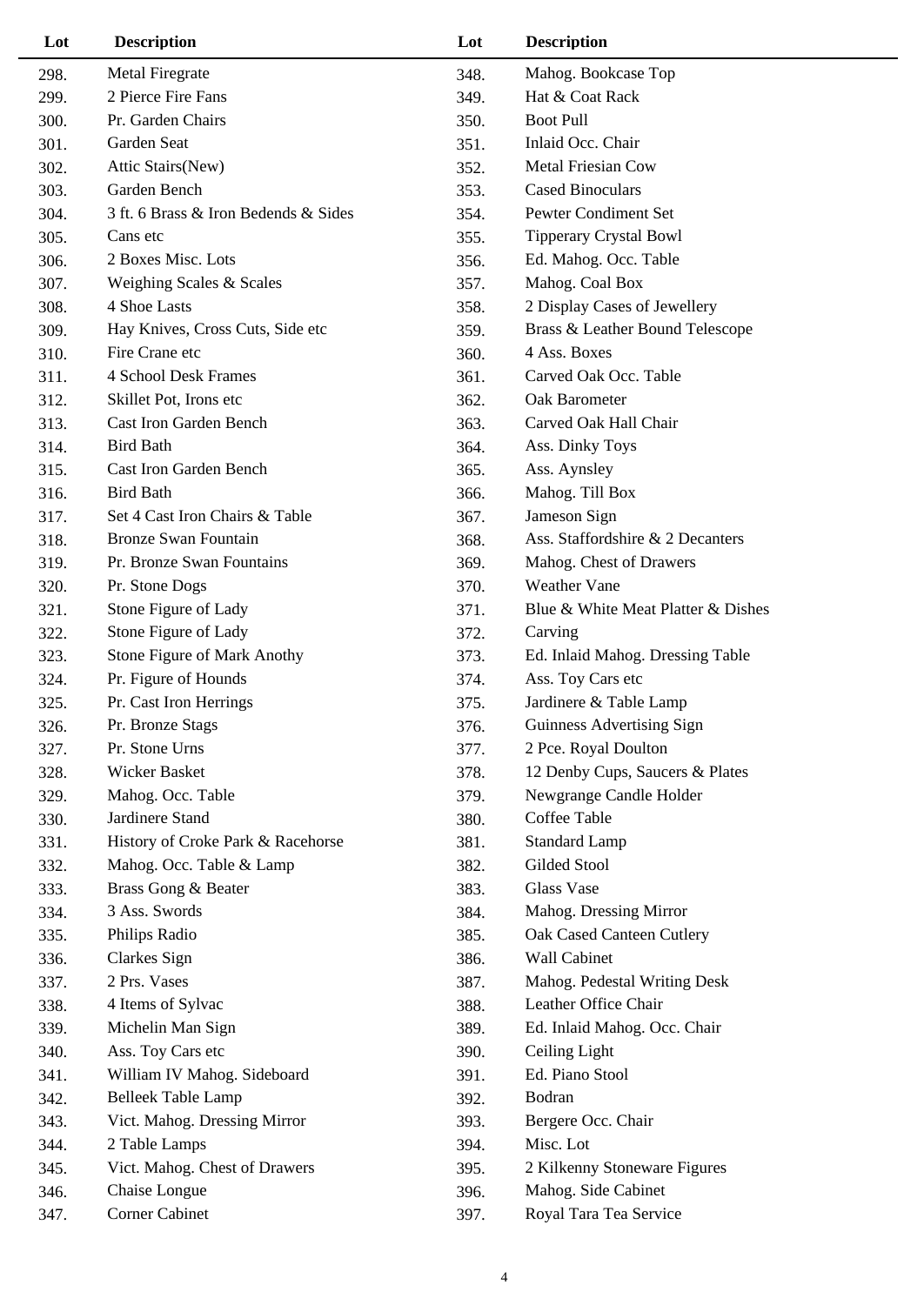| Lot | Description | Lot | Description |
|---|---|---|---|
| 298. | Metal Firegrate | 348. | Mahog. Bookcase Top |
| 299. | 2 Pierce Fire Fans | 349. | Hat & Coat Rack |
| 300. | Pr. Garden Chairs | 350. | Boot Pull |
| 301. | Garden Seat | 351. | Inlaid Occ. Chair |
| 302. | Attic Stairs(New) | 352. | Metal Friesian Cow |
| 303. | Garden Bench | 353. | Cased Binoculars |
| 304. | 3 ft. 6 Brass & Iron Bedends & Sides | 354. | Pewter Condiment Set |
| 305. | Cans etc | 355. | Tipperary Crystal Bowl |
| 306. | 2 Boxes Misc. Lots | 356. | Ed. Mahog. Occ. Table |
| 307. | Weighing Scales & Scales | 357. | Mahog. Coal Box |
| 308. | 4 Shoe Lasts | 358. | 2 Display Cases of Jewellery |
| 309. | Hay Knives, Cross Cuts, Side etc | 359. | Brass & Leather Bound Telescope |
| 310. | Fire Crane etc | 360. | 4 Ass. Boxes |
| 311. | 4 School Desk Frames | 361. | Carved Oak Occ. Table |
| 312. | Skillet Pot, Irons etc | 362. | Oak Barometer |
| 313. | Cast Iron Garden Bench | 363. | Carved Oak Hall Chair |
| 314. | Bird Bath | 364. | Ass. Dinky Toys |
| 315. | Cast Iron Garden Bench | 365. | Ass. Aynsley |
| 316. | Bird Bath | 366. | Mahog. Till Box |
| 317. | Set 4 Cast Iron Chairs & Table | 367. | Jameson Sign |
| 318. | Bronze Swan Fountain | 368. | Ass. Staffordshire & 2 Decanters |
| 319. | Pr. Bronze Swan Fountains | 369. | Mahog. Chest of Drawers |
| 320. | Pr. Stone Dogs | 370. | Weather Vane |
| 321. | Stone Figure of Lady | 371. | Blue & White Meat Platter & Dishes |
| 322. | Stone Figure of Lady | 372. | Carving |
| 323. | Stone Figure of Mark Anothy | 373. | Ed. Inlaid Mahog. Dressing Table |
| 324. | Pr. Figure of Hounds | 374. | Ass. Toy Cars etc |
| 325. | Pr. Cast Iron Herrings | 375. | Jardinere & Table Lamp |
| 326. | Pr. Bronze Stags | 376. | Guinness Advertising Sign |
| 327. | Pr. Stone Urns | 377. | 2 Pce. Royal Doulton |
| 328. | Wicker Basket | 378. | 12 Denby Cups, Saucers & Plates |
| 329. | Mahog. Occ. Table | 379. | Newgrange Candle Holder |
| 330. | Jardinere Stand | 380. | Coffee Table |
| 331. | History of Croke Park & Racehorse | 381. | Standard Lamp |
| 332. | Mahog. Occ. Table & Lamp | 382. | Gilded Stool |
| 333. | Brass Gong & Beater | 383. | Glass Vase |
| 334. | 3 Ass. Swords | 384. | Mahog. Dressing Mirror |
| 335. | Philips Radio | 385. | Oak Cased Canteen Cutlery |
| 336. | Clarkes Sign | 386. | Wall Cabinet |
| 337. | 2 Prs. Vases | 387. | Mahog. Pedestal Writing Desk |
| 338. | 4 Items of Sylvac | 388. | Leather Office Chair |
| 339. | Michelin Man Sign | 389. | Ed. Inlaid Mahog. Occ. Chair |
| 340. | Ass. Toy Cars etc | 390. | Ceiling Light |
| 341. | William IV Mahog. Sideboard | 391. | Ed. Piano Stool |
| 342. | Belleek Table Lamp | 392. | Bodran |
| 343. | Vict. Mahog. Dressing Mirror | 393. | Bergere Occ. Chair |
| 344. | 2 Table Lamps | 394. | Misc. Lot |
| 345. | Vict. Mahog. Chest of Drawers | 395. | 2 Kilkenny Stoneware Figures |
| 346. | Chaise Longue | 396. | Mahog. Side Cabinet |
| 347. | Corner Cabinet | 397. | Royal Tara Tea Service |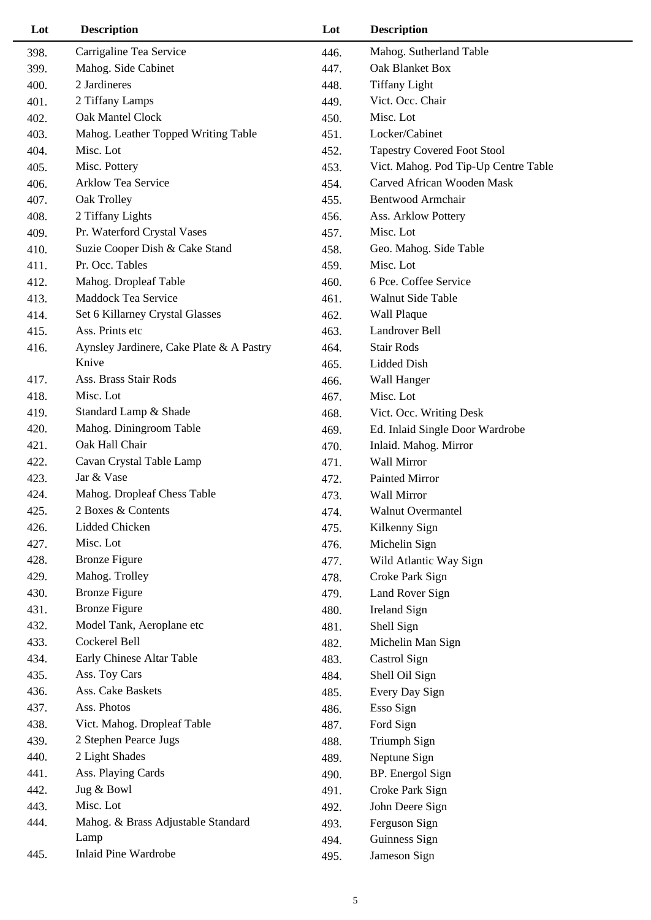| Lot | Description |
|---|---|
| 398. | Carrigaline Tea Service |
| 399. | Mahog. Side Cabinet |
| 400. | 2 Jardineres |
| 401. | 2 Tiffany Lamps |
| 402. | Oak Mantel Clock |
| 403. | Mahog. Leather Topped Writing Table |
| 404. | Misc. Lot |
| 405. | Misc. Pottery |
| 406. | Arklow Tea Service |
| 407. | Oak Trolley |
| 408. | 2 Tiffany Lights |
| 409. | Pr. Waterford Crystal Vases |
| 410. | Suzie Cooper Dish & Cake Stand |
| 411. | Pr. Occ. Tables |
| 412. | Mahog. Dropleaf Table |
| 413. | Maddock Tea Service |
| 414. | Set 6 Killarney Crystal Glasses |
| 415. | Ass. Prints etc |
| 416. | Aynsley Jardinere, Cake Plate & A Pastry Knive |
| 417. | Ass. Brass Stair Rods |
| 418. | Misc. Lot |
| 419. | Standard Lamp & Shade |
| 420. | Mahog. Diningroom Table |
| 421. | Oak Hall Chair |
| 422. | Cavan Crystal Table Lamp |
| 423. | Jar & Vase |
| 424. | Mahog. Dropleaf Chess Table |
| 425. | 2 Boxes & Contents |
| 426. | Lidded Chicken |
| 427. | Misc. Lot |
| 428. | Bronze Figure |
| 429. | Mahog. Trolley |
| 430. | Bronze Figure |
| 431. | Bronze Figure |
| 432. | Model Tank, Aeroplane etc |
| 433. | Cockerel Bell |
| 434. | Early Chinese Altar Table |
| 435. | Ass. Toy Cars |
| 436. | Ass. Cake Baskets |
| 437. | Ass. Photos |
| 438. | Vict. Mahog. Dropleaf Table |
| 439. | 2 Stephen Pearce Jugs |
| 440. | 2 Light Shades |
| 441. | Ass. Playing Cards |
| 442. | Jug & Bowl |
| 443. | Misc. Lot |
| 444. | Mahog. & Brass Adjustable Standard Lamp |
| 445. | Inlaid Pine Wardrobe |
| 446. | Mahog. Sutherland Table |
| 447. | Oak Blanket Box |
| 448. | Tiffany Light |
| 449. | Vict. Occ. Chair |
| 450. | Misc. Lot |
| 451. | Locker/Cabinet |
| 452. | Tapestry Covered Foot Stool |
| 453. | Vict. Mahog. Pod Tip-Up Centre Table |
| 454. | Carved African Wooden Mask |
| 455. | Bentwood Armchair |
| 456. | Ass. Arklow Pottery |
| 457. | Misc. Lot |
| 458. | Geo. Mahog. Side Table |
| 459. | Misc. Lot |
| 460. | 6 Pce. Coffee Service |
| 461. | Walnut Side Table |
| 462. | Wall Plaque |
| 463. | Landrover Bell |
| 464. | Stair Rods |
| 465. | Lidded Dish |
| 466. | Wall Hanger |
| 467. | Misc. Lot |
| 468. | Vict. Occ. Writing Desk |
| 469. | Ed. Inlaid Single Door Wardrobe |
| 470. | Inlaid. Mahog. Mirror |
| 471. | Wall Mirror |
| 472. | Painted Mirror |
| 473. | Wall Mirror |
| 474. | Walnut Overmantel |
| 475. | Kilkenny Sign |
| 476. | Michelin Sign |
| 477. | Wild Atlantic Way Sign |
| 478. | Croke Park Sign |
| 479. | Land Rover Sign |
| 480. | Ireland Sign |
| 481. | Shell Sign |
| 482. | Michelin Man Sign |
| 483. | Castrol Sign |
| 484. | Shell Oil Sign |
| 485. | Every Day Sign |
| 486. | Esso Sign |
| 487. | Ford Sign |
| 488. | Triumph Sign |
| 489. | Neptune Sign |
| 490. | BP. Energol Sign |
| 491. | Croke Park Sign |
| 492. | John Deere Sign |
| 493. | Ferguson Sign |
| 494. | Guinness Sign |
| 495. | Jameson Sign |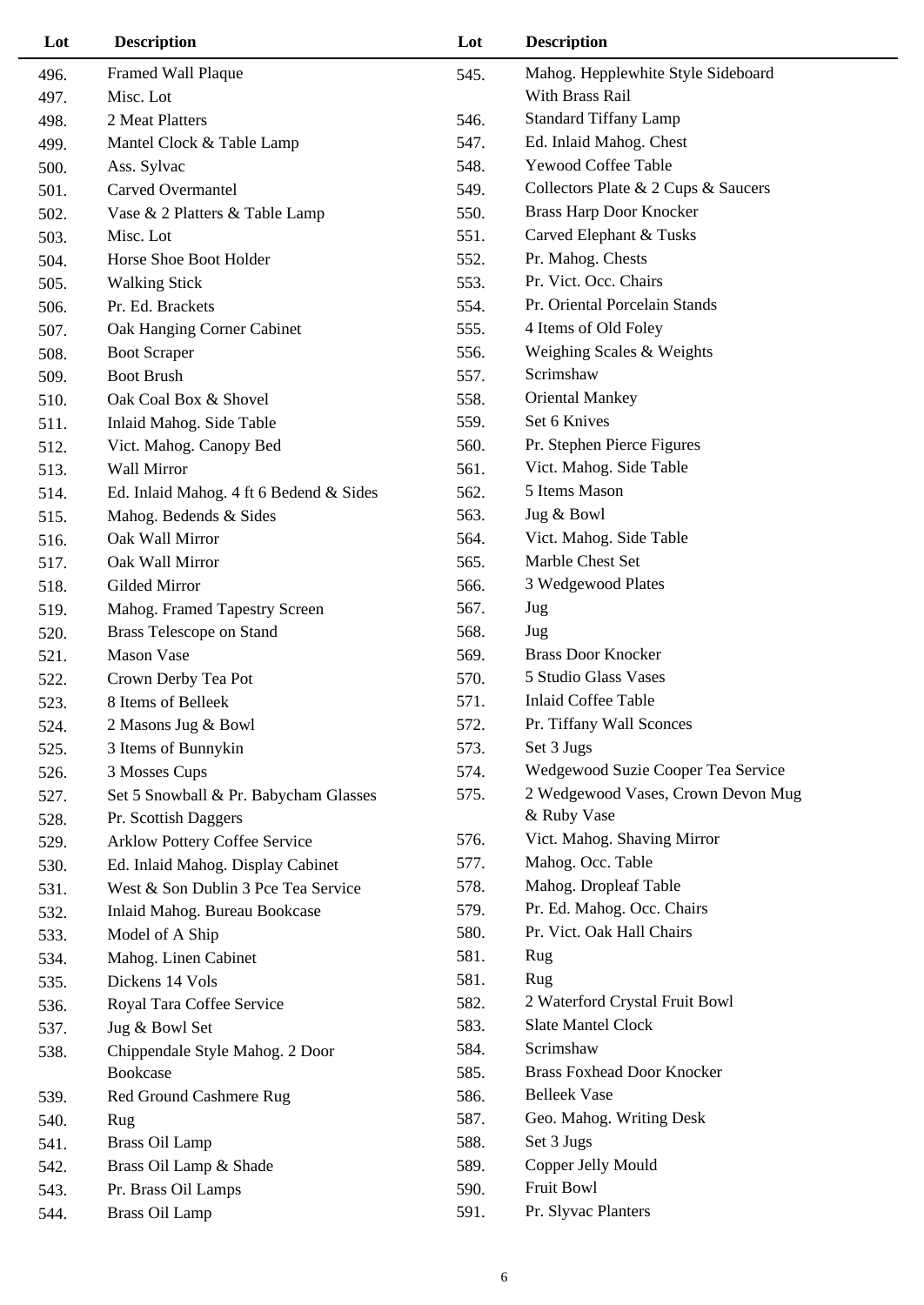| Lot | Description |
|---|---|
| 496. | Framed Wall Plaque |
| 497. | Misc. Lot |
| 498. | 2 Meat Platters |
| 499. | Mantel Clock & Table Lamp |
| 500. | Ass. Sylvac |
| 501. | Carved Overmantel |
| 502. | Vase & 2 Platters & Table Lamp |
| 503. | Misc. Lot |
| 504. | Horse Shoe Boot Holder |
| 505. | Walking Stick |
| 506. | Pr. Ed. Brackets |
| 507. | Oak Hanging Corner Cabinet |
| 508. | Boot Scraper |
| 509. | Boot Brush |
| 510. | Oak Coal Box & Shovel |
| 511. | Inlaid Mahog. Side Table |
| 512. | Vict. Mahog. Canopy Bed |
| 513. | Wall Mirror |
| 514. | Ed. Inlaid Mahog. 4 ft 6 Bedend & Sides |
| 515. | Mahog. Bedends & Sides |
| 516. | Oak Wall Mirror |
| 517. | Oak Wall Mirror |
| 518. | Gilded Mirror |
| 519. | Mahog. Framed Tapestry Screen |
| 520. | Brass Telescope on Stand |
| 521. | Mason Vase |
| 522. | Crown Derby Tea Pot |
| 523. | 8 Items of Belleek |
| 524. | 2 Masons Jug & Bowl |
| 525. | 3 Items of Bunnykin |
| 526. | 3 Mosses Cups |
| 527. | Set 5 Snowball & Pr. Babycham Glasses |
| 528. | Pr. Scottish Daggers |
| 529. | Arklow Pottery Coffee Service |
| 530. | Ed. Inlaid Mahog. Display Cabinet |
| 531. | West & Son Dublin 3 Pce Tea Service |
| 532. | Inlaid Mahog. Bureau Bookcase |
| 533. | Model of A Ship |
| 534. | Mahog. Linen Cabinet |
| 535. | Dickens 14 Vols |
| 536. | Royal Tara Coffee Service |
| 537. | Jug & Bowl Set |
| 538. | Chippendale Style Mahog. 2 Door Bookcase |
| 539. | Red Ground Cashmere Rug |
| 540. | Rug |
| 541. | Brass Oil Lamp |
| 542. | Brass Oil Lamp & Shade |
| 543. | Pr. Brass Oil Lamps |
| 544. | Brass Oil Lamp |
| 545. | Mahog. Hepplewhite Style Sideboard With Brass Rail |
| 546. | Standard Tiffany Lamp |
| 547. | Ed. Inlaid Mahog. Chest |
| 548. | Yewood Coffee Table |
| 549. | Collectors Plate & 2 Cups & Saucers |
| 550. | Brass Harp Door Knocker |
| 551. | Carved Elephant & Tusks |
| 552. | Pr. Mahog. Chests |
| 553. | Pr. Vict. Occ. Chairs |
| 554. | Pr. Oriental Porcelain Stands |
| 555. | 4 Items of Old Foley |
| 556. | Weighing Scales & Weights |
| 557. | Scrimshaw |
| 558. | Oriental Mankey |
| 559. | Set 6 Knives |
| 560. | Pr. Stephen Pierce Figures |
| 561. | Vict. Mahog. Side Table |
| 562. | 5 Items Mason |
| 563. | Jug & Bowl |
| 564. | Vict. Mahog. Side Table |
| 565. | Marble Chest Set |
| 566. | 3 Wedgewood Plates |
| 567. | Jug |
| 568. | Jug |
| 569. | Brass Door Knocker |
| 570. | 5 Studio Glass Vases |
| 571. | Inlaid Coffee Table |
| 572. | Pr. Tiffany Wall Sconces |
| 573. | Set 3 Jugs |
| 574. | Wedgewood Suzie Cooper Tea Service |
| 575. | 2 Wedgewood Vases, Crown Devon Mug & Ruby Vase |
| 576. | Vict. Mahog. Shaving Mirror |
| 577. | Mahog. Occ. Table |
| 578. | Mahog. Dropleaf Table |
| 579. | Pr. Ed. Mahog. Occ. Chairs |
| 580. | Pr. Vict. Oak Hall Chairs |
| 581. | Rug |
| 581. | Rug |
| 582. | 2 Waterford Crystal Fruit Bowl |
| 583. | Slate Mantel Clock |
| 584. | Scrimshaw |
| 585. | Brass Foxhead Door Knocker |
| 586. | Belleek Vase |
| 587. | Geo. Mahog. Writing Desk |
| 588. | Set 3 Jugs |
| 589. | Copper Jelly Mould |
| 590. | Fruit Bowl |
| 591. | Pr. Slyvac Planters |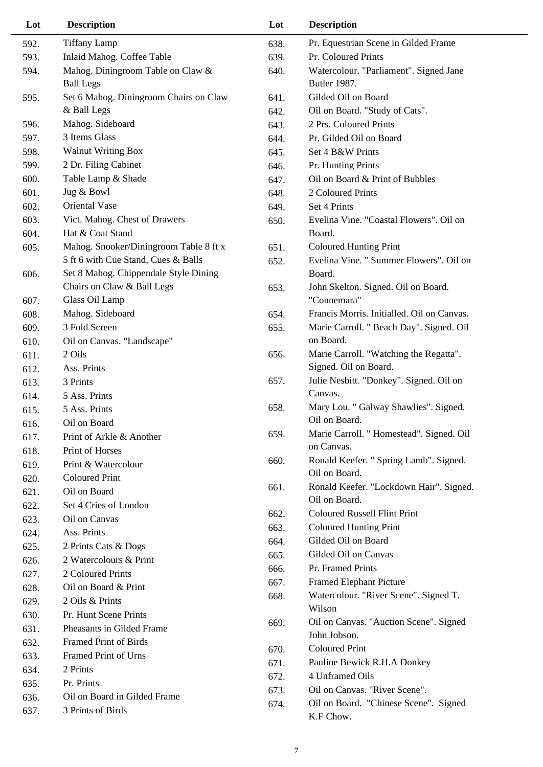| Lot | Description |
|---|---|
| 592. | Tiffany Lamp |
| 593. | Inlaid Mahog. Coffee Table |
| 594. | Mahog. Diningroom Table on Claw & Ball Legs |
| 595. | Set 6 Mahog. Diningroom Chairs on Claw & Ball Legs |
| 596. | Mahog. Sideboard |
| 597. | 3 Items Glass |
| 598. | Walnut Writing Box |
| 599. | 2 Dr. Filing Cabinet |
| 600. | Table Lamp & Shade |
| 601. | Jug & Bowl |
| 602. | Oriental Vase |
| 603. | Vict. Mahog. Chest of Drawers |
| 604. | Hat & Coat Stand |
| 605. | Mahog. Snooker/Diningroom Table 8 ft x 5 ft 6 with Cue Stand, Cues & Balls |
| 606. | Set 8 Mahog. Chippendale Style Dining Chairs on Claw & Ball Legs |
| 607. | Glass Oil Lamp |
| 608. | Mahog. Sideboard |
| 609. | 3 Fold Screen |
| 610. | Oil on Canvas. "Landscape" |
| 611. | 2 Oils |
| 612. | Ass. Prints |
| 613. | 3 Prints |
| 614. | 5 Ass. Prints |
| 615. | 5 Ass. Prints |
| 616. | Oil on Board |
| 617. | Print of Arkle & Another |
| 618. | Print of Horses |
| 619. | Print & Watercolour |
| 620. | Coloured Print |
| 621. | Oil on Board |
| 622. | Set 4 Cries of London |
| 623. | Oil on Canvas |
| 624. | Ass. Prints |
| 625. | 2 Prints Cats & Dogs |
| 626. | 2 Watercolours & Print |
| 627. | 2 Coloured Prints |
| 628. | Oil on Board & Print |
| 629. | 2 Oils & Prints |
| 630. | Pr. Hunt Scene Prints |
| 631. | Pheasants in Gilded Frame |
| 632. | Framed Print of Birds |
| 633. | Framed Print of Urns |
| 634. | 2 Prints |
| 635. | Pr. Prints |
| 636. | Oil on Board in Gilded Frame |
| 637. | 3 Prints of Birds |
| 638. | Pr. Equestrian Scene in Gilded Frame |
| 639. | Pr. Coloured Prints |
| 640. | Watercolour. "Parliament". Signed Jane Butler 1987. |
| 641. | Gilded Oil on Board |
| 642. | Oil on Board. "Study of Cats". |
| 643. | 2 Prs. Coloured Prints |
| 644. | Pr. Gilded Oil on Board |
| 645. | Set 4 B&W Prints |
| 646. | Pr. Hunting Prints |
| 647. | Oil on Board & Print of Bubbles |
| 648. | 2 Coloured Prints |
| 649. | Set 4 Prints |
| 650. | Evelina Vine. "Coastal Flowers". Oil on Board. |
| 651. | Coloured Hunting Print |
| 652. | Evelina Vine. " Summer Flowers". Oil on Board. |
| 653. | John Skelton. Signed. Oil on Board. "Connemara" |
| 654. | Francis Morris. Initialled. Oil on Canvas. |
| 655. | Marie Carroll. " Beach Day". Signed. Oil on Board. |
| 656. | Marie Carroll. "Watching the Regatta". Signed. Oil on Board. |
| 657. | Julie Nesbitt. "Donkey". Signed. Oil on Canvas. |
| 658. | Mary Lou. " Galway Shawlies". Signed. Oil on Board. |
| 659. | Marie Carroll. " Homestead". Signed. Oil on Canvas. |
| 660. | Ronald Keefer. " Spring Lamb". Signed. Oil on Board. |
| 661. | Ronald Keefer. "Lockdown Hair". Signed. Oil on Board. |
| 662. | Coloured Russell Flint Print |
| 663. | Coloured Hunting Print |
| 664. | Gilded Oil on Board |
| 665. | Gilded Oil on Canvas |
| 666. | Pr. Framed Prints |
| 667. | Framed Elephant Picture |
| 668. | Watercolour. "River Scene". Signed T. Wilson |
| 669. | Oil on Canvas. "Auction Scene". Signed John Jobson. |
| 670. | Coloured Print |
| 671. | Pauline Bewick R.H.A Donkey |
| 672. | 4 Unframed Oils |
| 673. | Oil on Canvas. "River Scene". |
| 674. | Oil on Board. "Chinese Scene". Signed K.F Chow. |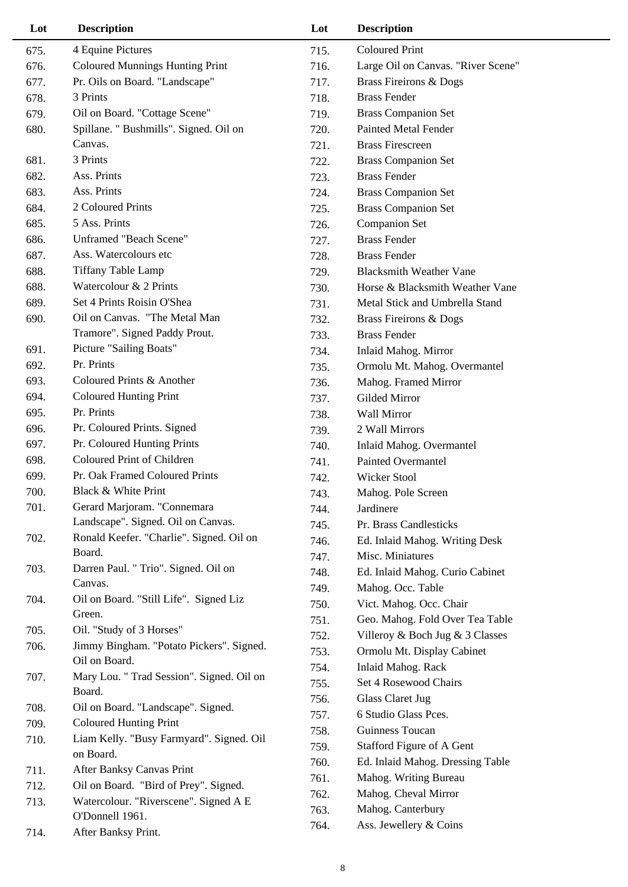| Lot | Description |
|---|---|
| 675. | 4 Equine Pictures |
| 676. | Coloured Munnings Hunting Print |
| 677. | Pr. Oils on Board. "Landscape" |
| 678. | 3 Prints |
| 679. | Oil on Board. "Cottage Scene" |
| 680. | Spillane. " Bushmills". Signed. Oil on Canvas. |
| 681. | 3 Prints |
| 682. | Ass. Prints |
| 683. | Ass. Prints |
| 684. | 2 Coloured Prints |
| 685. | 5 Ass. Prints |
| 686. | Unframed "Beach Scene" |
| 687. | Ass. Watercolours etc |
| 688. | Tiffany Table Lamp |
| 688. | Watercolour & 2 Prints |
| 689. | Set 4 Prints Roisin O'Shea |
| 690. | Oil on Canvas. "The Metal Man Tramore". Signed Paddy Prout. |
| 691. | Picture "Sailing Boats" |
| 692. | Pr. Prints |
| 693. | Coloured Prints & Another |
| 694. | Coloured Hunting Print |
| 695. | Pr. Prints |
| 696. | Pr. Coloured Prints. Signed |
| 697. | Pr. Coloured Hunting Prints |
| 698. | Coloured Print of Children |
| 699. | Pr. Oak Framed Coloured Prints |
| 700. | Black & White Print |
| 701. | Gerard Marjoram. "Connemara Landscape". Signed. Oil on Canvas. |
| 702. | Ronald Keefer. "Charlie". Signed. Oil on Board. |
| 703. | Darren Paul. " Trio". Signed. Oil on Canvas. |
| 704. | Oil on Board. "Still Life". Signed Liz Green. |
| 705. | Oil. "Study of 3 Horses" |
| 706. | Jimmy Bingham. "Potato Pickers". Signed. Oil on Board. |
| 707. | Mary Lou. " Trad Session". Signed. Oil on Board. |
| 708. | Oil on Board. "Landscape". Signed. |
| 709. | Coloured Hunting Print |
| 710. | Liam Kelly. "Busy Farmyard". Signed. Oil on Board. |
| 711. | After Banksy Canvas Print |
| 712. | Oil on Board. "Bird of Prey". Signed. |
| 713. | Watercolour. "Riverscene". Signed A E O'Donnell 1961. |
| 714. | After Banksy Print. |
| 715. | Coloured Print |
| 716. | Large Oil on Canvas. "River Scene" |
| 717. | Brass Fireirons & Dogs |
| 718. | Brass Fender |
| 719. | Brass Companion Set |
| 720. | Painted Metal Fender |
| 721. | Brass Firescreen |
| 722. | Brass Companion Set |
| 723. | Brass Fender |
| 724. | Brass Companion Set |
| 725. | Brass Companion Set |
| 726. | Companion Set |
| 727. | Brass Fender |
| 728. | Brass Fender |
| 729. | Blacksmith Weather Vane |
| 730. | Horse & Blacksmith Weather Vane |
| 731. | Metal Stick and Umbrella Stand |
| 732. | Brass Fireirons & Dogs |
| 733. | Brass Fender |
| 734. | Inlaid Mahog. Mirror |
| 735. | Ormolu Mt. Mahog. Overmantel |
| 736. | Mahog. Framed Mirror |
| 737. | Gilded Mirror |
| 738. | Wall Mirror |
| 739. | 2 Wall Mirrors |
| 740. | Inlaid Mahog. Overmantel |
| 741. | Painted Overmantel |
| 742. | Wicker Stool |
| 743. | Mahog. Pole Screen |
| 744. | Jardinere |
| 745. | Pr. Brass Candlesticks |
| 746. | Ed. Inlaid Mahog. Writing Desk |
| 747. | Misc. Miniatures |
| 748. | Ed. Inlaid Mahog. Curio Cabinet |
| 749. | Mahog. Occ. Table |
| 750. | Vict. Mahog. Occ. Chair |
| 751. | Geo. Mahog. Fold Over Tea Table |
| 752. | Villeroy & Boch Jug & 3 Classes |
| 753. | Ormolu Mt. Display Cabinet |
| 754. | Inlaid Mahog. Rack |
| 755. | Set 4 Rosewood Chairs |
| 756. | Glass Claret Jug |
| 757. | 6 Studio Glass Pces. |
| 758. | Guinness Toucan |
| 759. | Stafford Figure of A Gent |
| 760. | Ed. Inlaid Mahog. Dressing Table |
| 761. | Mahog. Writing Bureau |
| 762. | Mahog. Cheval Mirror |
| 763. | Mahog. Canterbury |
| 764. | Ass. Jewellery & Coins |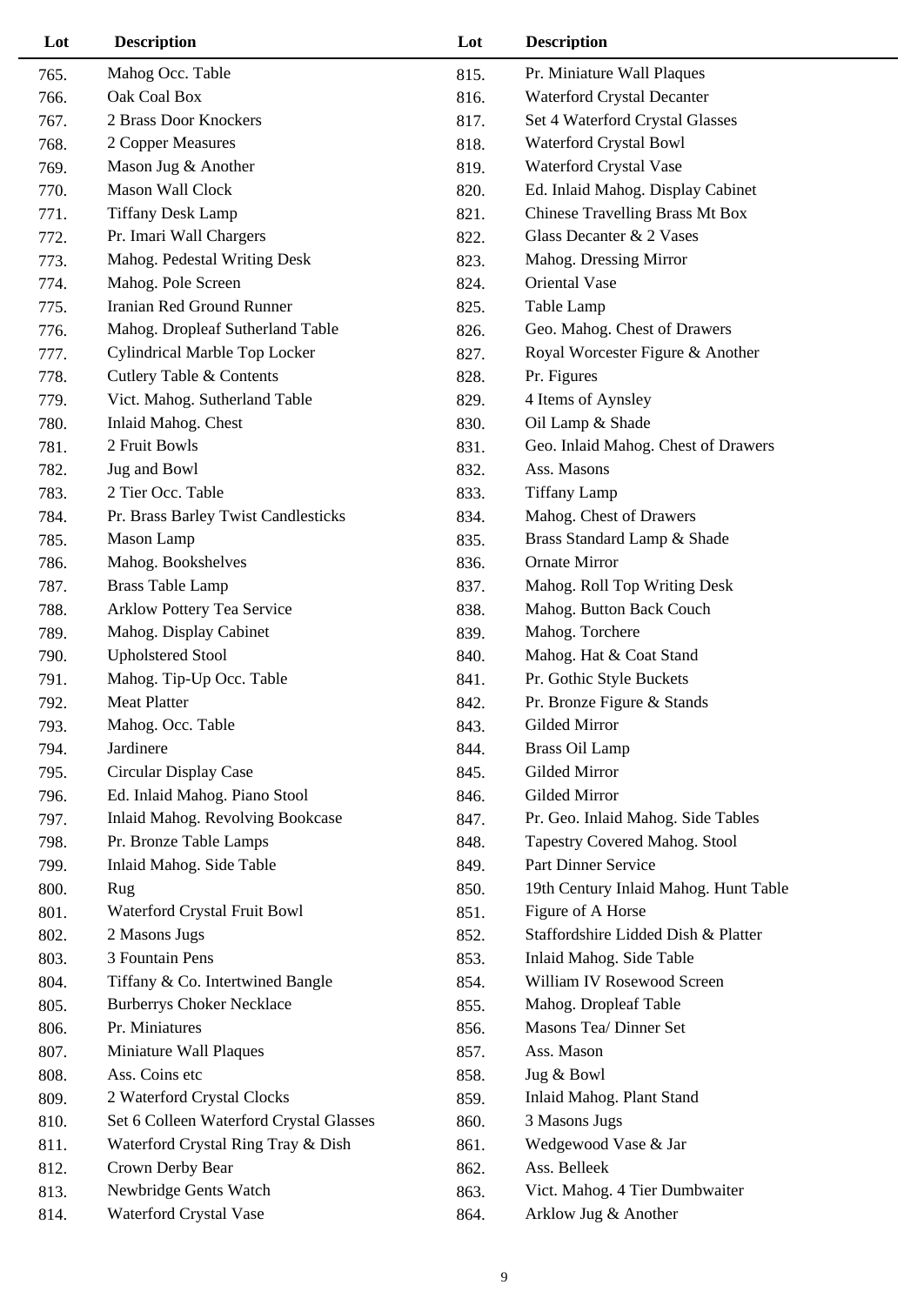| Lot | Description | Lot | Description |
|---|---|---|---|
| 765. | Mahog Occ. Table | 815. | Pr. Miniature Wall Plaques |
| 766. | Oak Coal Box | 816. | Waterford Crystal Decanter |
| 767. | 2 Brass Door Knockers | 817. | Set 4 Waterford Crystal Glasses |
| 768. | 2 Copper Measures | 818. | Waterford Crystal Bowl |
| 769. | Mason Jug & Another | 819. | Waterford Crystal Vase |
| 770. | Mason Wall Clock | 820. | Ed. Inlaid Mahog. Display Cabinet |
| 771. | Tiffany Desk Lamp | 821. | Chinese Travelling Brass Mt Box |
| 772. | Pr. Imari Wall Chargers | 822. | Glass Decanter & 2 Vases |
| 773. | Mahog. Pedestal Writing Desk | 823. | Mahog. Dressing Mirror |
| 774. | Mahog. Pole Screen | 824. | Oriental Vase |
| 775. | Iranian Red Ground Runner | 825. | Table Lamp |
| 776. | Mahog. Dropleaf Sutherland Table | 826. | Geo. Mahog. Chest of Drawers |
| 777. | Cylindrical Marble Top Locker | 827. | Royal Worcester Figure & Another |
| 778. | Cutlery Table & Contents | 828. | Pr. Figures |
| 779. | Vict. Mahog. Sutherland Table | 829. | 4 Items of Aynsley |
| 780. | Inlaid Mahog. Chest | 830. | Oil Lamp & Shade |
| 781. | 2 Fruit Bowls | 831. | Geo. Inlaid Mahog. Chest of Drawers |
| 782. | Jug and Bowl | 832. | Ass. Masons |
| 783. | 2 Tier Occ. Table | 833. | Tiffany Lamp |
| 784. | Pr. Brass Barley Twist Candlesticks | 834. | Mahog. Chest of Drawers |
| 785. | Mason Lamp | 835. | Brass Standard Lamp & Shade |
| 786. | Mahog. Bookshelves | 836. | Ornate Mirror |
| 787. | Brass Table Lamp | 837. | Mahog. Roll Top Writing Desk |
| 788. | Arklow Pottery Tea Service | 838. | Mahog. Button Back Couch |
| 789. | Mahog. Display Cabinet | 839. | Mahog. Torchere |
| 790. | Upholstered Stool | 840. | Mahog. Hat & Coat Stand |
| 791. | Mahog. Tip-Up Occ. Table | 841. | Pr. Gothic Style Buckets |
| 792. | Meat Platter | 842. | Pr. Bronze Figure & Stands |
| 793. | Mahog. Occ. Table | 843. | Gilded Mirror |
| 794. | Jardinere | 844. | Brass Oil Lamp |
| 795. | Circular Display Case | 845. | Gilded Mirror |
| 796. | Ed. Inlaid Mahog. Piano Stool | 846. | Gilded Mirror |
| 797. | Inlaid Mahog. Revolving Bookcase | 847. | Pr. Geo. Inlaid Mahog. Side Tables |
| 798. | Pr. Bronze Table Lamps | 848. | Tapestry Covered Mahog. Stool |
| 799. | Inlaid Mahog. Side Table | 849. | Part Dinner Service |
| 800. | Rug | 850. | 19th Century Inlaid Mahog. Hunt Table |
| 801. | Waterford Crystal Fruit Bowl | 851. | Figure of A Horse |
| 802. | 2 Masons Jugs | 852. | Staffordshire Lidded Dish & Platter |
| 803. | 3 Fountain Pens | 853. | Inlaid Mahog. Side Table |
| 804. | Tiffany & Co. Intertwined Bangle | 854. | William IV Rosewood Screen |
| 805. | Burberrys Choker Necklace | 855. | Mahog. Dropleaf Table |
| 806. | Pr. Miniatures | 856. | Masons Tea/ Dinner Set |
| 807. | Miniature Wall Plaques | 857. | Ass. Mason |
| 808. | Ass. Coins etc | 858. | Jug & Bowl |
| 809. | 2 Waterford Crystal Clocks | 859. | Inlaid Mahog. Plant Stand |
| 810. | Set 6 Colleen Waterford Crystal Glasses | 860. | 3 Masons Jugs |
| 811. | Waterford Crystal Ring Tray & Dish | 861. | Wedgewood Vase & Jar |
| 812. | Crown Derby Bear | 862. | Ass. Belleek |
| 813. | Newbridge Gents Watch | 863. | Vict. Mahog. 4 Tier Dumbwaiter |
| 814. | Waterford Crystal Vase | 864. | Arklow Jug & Another |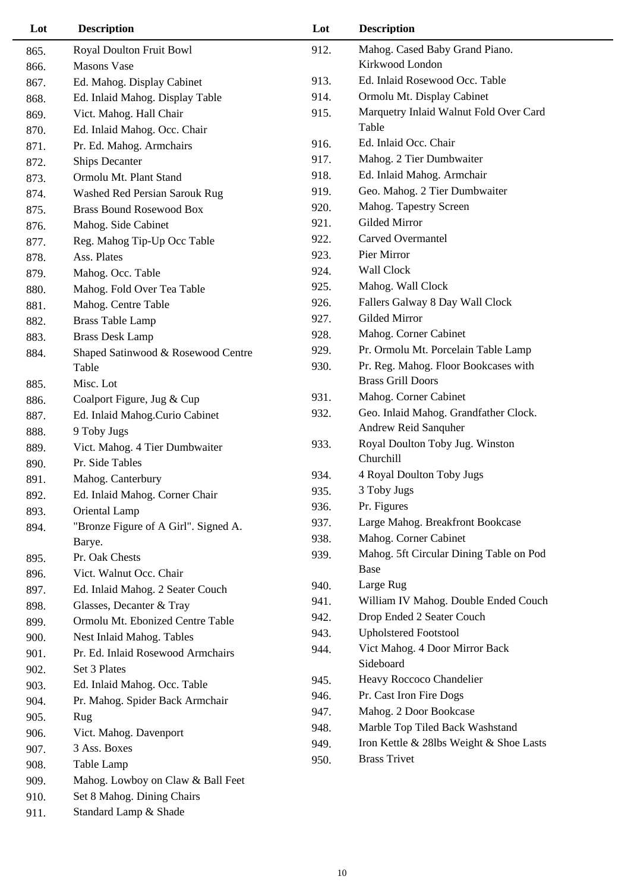| Lot | Description |
| --- | --- |
| 865. | Royal Doulton Fruit Bowl |
| 866. | Masons Vase |
| 867. | Ed. Mahog. Display Cabinet |
| 868. | Ed. Inlaid Mahog. Display Table |
| 869. | Vict. Mahog. Hall Chair |
| 870. | Ed. Inlaid Mahog. Occ. Chair |
| 871. | Pr. Ed. Mahog. Armchairs |
| 872. | Ships Decanter |
| 873. | Ormolu Mt. Plant Stand |
| 874. | Washed Red Persian Sarouk Rug |
| 875. | Brass Bound Rosewood Box |
| 876. | Mahog. Side Cabinet |
| 877. | Reg. Mahog Tip-Up Occ Table |
| 878. | Ass. Plates |
| 879. | Mahog. Occ. Table |
| 880. | Mahog. Fold Over Tea Table |
| 881. | Mahog. Centre Table |
| 882. | Brass Table Lamp |
| 883. | Brass Desk Lamp |
| 884. | Shaped Satinwood & Rosewood Centre Table |
| 885. | Misc. Lot |
| 886. | Coalport Figure, Jug & Cup |
| 887. | Ed. Inlaid Mahog.Curio Cabinet |
| 888. | 9 Toby Jugs |
| 889. | Vict. Mahog. 4 Tier Dumbwaiter |
| 890. | Pr. Side Tables |
| 891. | Mahog. Canterbury |
| 892. | Ed. Inlaid Mahog. Corner Chair |
| 893. | Oriental Lamp |
| 894. | "Bronze Figure of A Girl". Signed A. Barye. |
| 895. | Pr. Oak Chests |
| 896. | Vict. Walnut Occ. Chair |
| 897. | Ed. Inlaid Mahog. 2 Seater Couch |
| 898. | Glasses, Decanter & Tray |
| 899. | Ormolu Mt. Ebonized Centre Table |
| 900. | Nest Inlaid Mahog. Tables |
| 901. | Pr. Ed. Inlaid Rosewood Armchairs |
| 902. | Set 3 Plates |
| 903. | Ed. Inlaid Mahog. Occ. Table |
| 904. | Pr. Mahog. Spider Back Armchair |
| 905. | Rug |
| 906. | Vict. Mahog. Davenport |
| 907. | 3 Ass. Boxes |
| 908. | Table Lamp |
| 909. | Mahog. Lowboy on Claw & Ball Feet |
| 910. | Set 8 Mahog. Dining Chairs |
| 911. | Standard Lamp & Shade |
| 912. | Mahog. Cased Baby Grand Piano. Kirkwood London |
| 913. | Ed. Inlaid Rosewood Occ. Table |
| 914. | Ormolu Mt. Display Cabinet |
| 915. | Marquetry Inlaid Walnut Fold Over Card Table |
| 916. | Ed. Inlaid Occ. Chair |
| 917. | Mahog. 2 Tier Dumbwaiter |
| 918. | Ed. Inlaid Mahog. Armchair |
| 919. | Geo. Mahog. 2 Tier Dumbwaiter |
| 920. | Mahog. Tapestry Screen |
| 921. | Gilded Mirror |
| 922. | Carved Overmantel |
| 923. | Pier Mirror |
| 924. | Wall Clock |
| 925. | Mahog. Wall Clock |
| 926. | Fallers Galway 8 Day Wall Clock |
| 927. | Gilded Mirror |
| 928. | Mahog. Corner Cabinet |
| 929. | Pr. Ormolu Mt. Porcelain Table Lamp |
| 930. | Pr. Reg. Mahog. Floor Bookcases with Brass Grill Doors |
| 931. | Mahog. Corner Cabinet |
| 932. | Geo. Inlaid Mahog. Grandfather Clock. Andrew Reid Sanquher |
| 933. | Royal Doulton Toby Jug. Winston Churchill |
| 934. | 4 Royal Doulton Toby Jugs |
| 935. | 3 Toby Jugs |
| 936. | Pr. Figures |
| 937. | Large Mahog. Breakfront Bookcase |
| 938. | Mahog. Corner Cabinet |
| 939. | Mahog. 5ft Circular Dining Table on Pod Base |
| 940. | Large Rug |
| 941. | William IV Mahog. Double Ended Couch |
| 942. | Drop Ended 2 Seater Couch |
| 943. | Upholstered Footstool |
| 944. | Vict Mahog. 4 Door Mirror Back Sideboard |
| 945. | Heavy Roccoco Chandelier |
| 946. | Pr. Cast Iron Fire Dogs |
| 947. | Mahog. 2 Door Bookcase |
| 948. | Marble Top Tiled Back Washstand |
| 949. | Iron Kettle & 28lbs Weight & Shoe Lasts |
| 950. | Brass Trivet |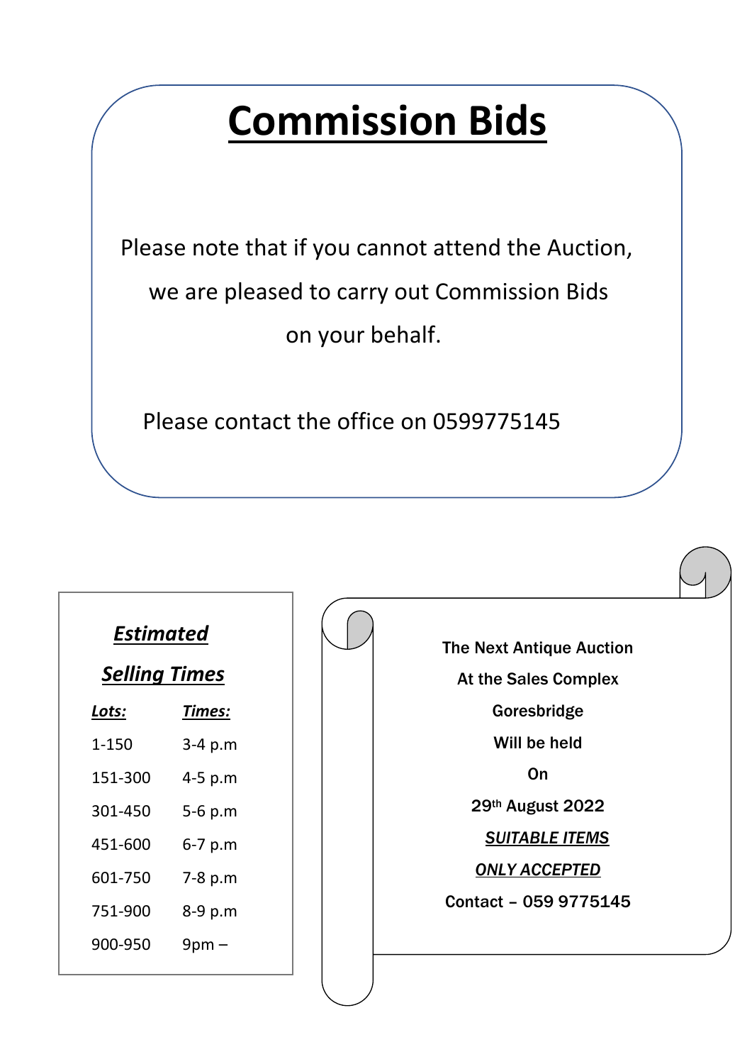# Commission Bids

Please note that if you cannot attend the Auction, we are pleased to carry out Commission Bids on your behalf.

Please contact the office on 0599775145

***Estimated Selling Times***

| ***Lots:*** | ***Times:*** |
|---|---|
| 1-150 | 3-4 p.m |
| 151-300 | 4-5 p.m |
| 301-450 | 5-6 p.m |
| 451-600 | 6-7 p.m |
| 601-750 | 7-8 p.m |
| 751-900 | 8-9 p.m |
| 900-950 | 9pm – |

The Next Antique Auction
At the Sales Complex
Goresbridge
Will be held
On
29th August 2022

***SUITABLE ITEMS***
***ONLY ACCEPTED***

Contact – 059 9775145